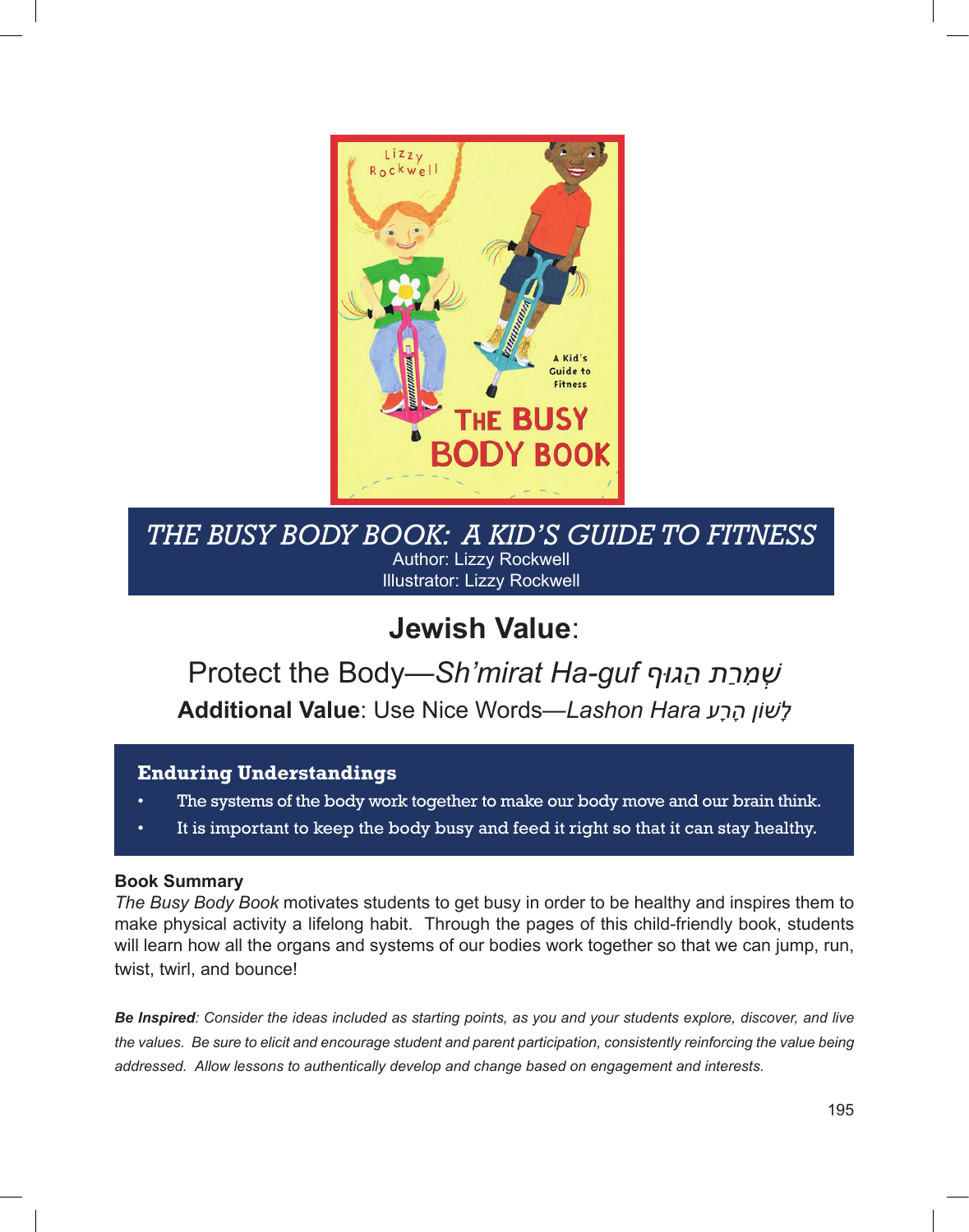# *THE BUSY BODY BOOK: A KID'S GUIDE TO FITNESS*

Author: Lizzy Rockwell
Illustrator: Lizzy Rockwell

## **Jewish Value**:

Protect the Body—*Sh'mirat Ha-guf* שְׁמִרַת הַגּוּף

**Additional Value**: Use Nice Words—*Lashon Hara* לָשׁוֹן הָרָע

### Enduring Understandings

- The systems of the body work together to make our body move and our brain think.
- It is important to keep the body busy and feed it right so that it can stay healthy.

**Book Summary**

*The Busy Body Book* motivates students to get busy in order to be healthy and inspires them to make physical activity a lifelong habit. Through the pages of this child-friendly book, students will learn how all the organs and systems of our bodies work together so that we can jump, run, twist, twirl, and bounce!

***Be Inspired****: Consider the ideas included as starting points, as you and your students explore, discover, and live the values. Be sure to elicit and encourage student and parent participation, consistently reinforcing the value being addressed. Allow lessons to authentically develop and change based on engagement and interests.*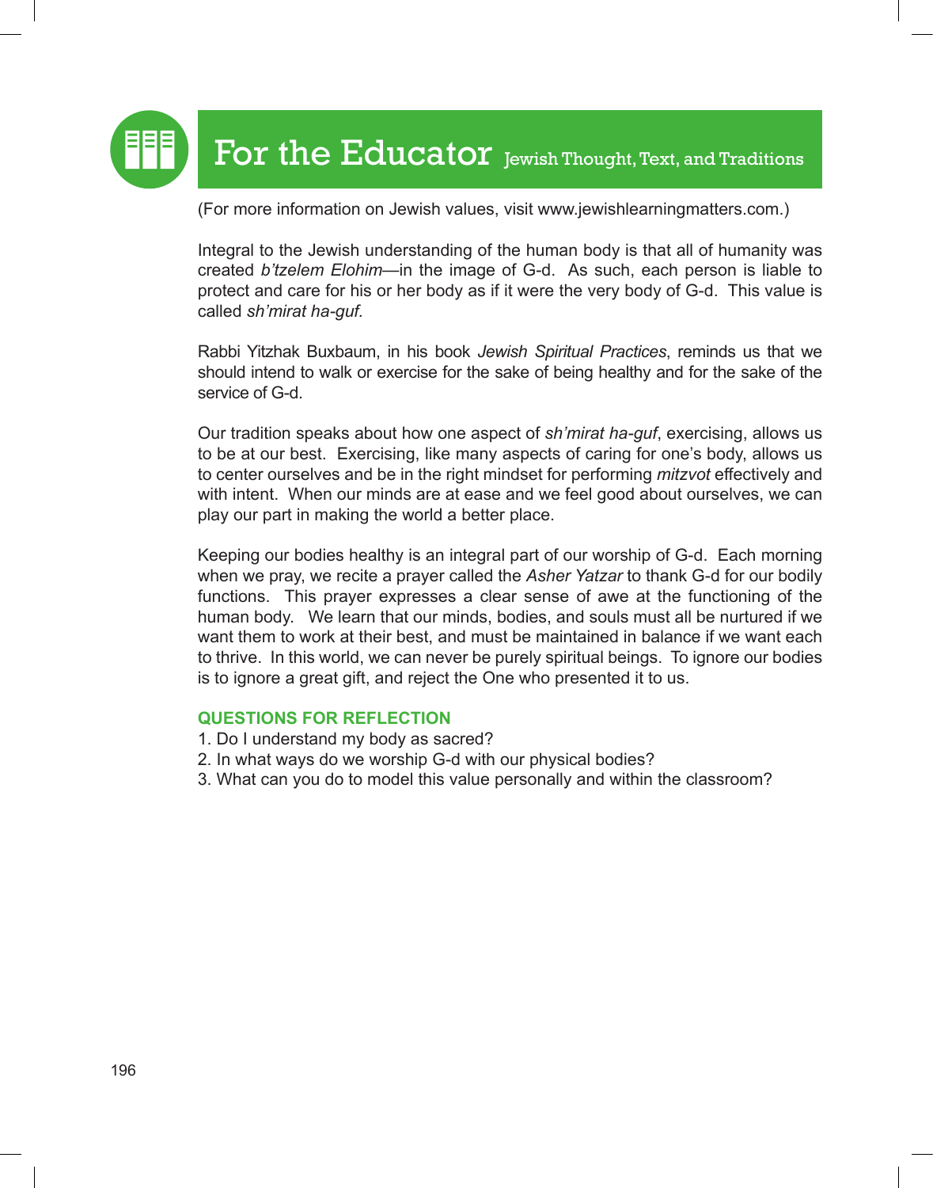# For the Educator Jewish Thought, Text, and Traditions

(For more information on Jewish values, visit www.jewishlearningmatters.com.)

Integral to the Jewish understanding of the human body is that all of humanity was created *b'tzelem Elohim*—in the image of G-d. As such, each person is liable to protect and care for his or her body as if it were the very body of G-d. This value is called *sh'mirat ha-guf.*

Rabbi Yitzhak Buxbaum, in his book *Jewish Spiritual Practices*, reminds us that we should intend to walk or exercise for the sake of being healthy and for the sake of the service of G-d.

Our tradition speaks about how one aspect of *sh'mirat ha-guf*, exercising, allows us to be at our best. Exercising, like many aspects of caring for one's body, allows us to center ourselves and be in the right mindset for performing *mitzvot* effectively and with intent. When our minds are at ease and we feel good about ourselves, we can play our part in making the world a better place.

Keeping our bodies healthy is an integral part of our worship of G-d. Each morning when we pray, we recite a prayer called the *Asher Yatzar* to thank G-d for our bodily functions. This prayer expresses a clear sense of awe at the functioning of the human body. We learn that our minds, bodies, and souls must all be nurtured if we want them to work at their best, and must be maintained in balance if we want each to thrive. In this world, we can never be purely spiritual beings. To ignore our bodies is to ignore a great gift, and reject the One who presented it to us.

**QUESTIONS FOR REFLECTION**

1. Do I understand my body as sacred?
2. In what ways do we worship G-d with our physical bodies?
3. What can you do to model this value personally and within the classroom?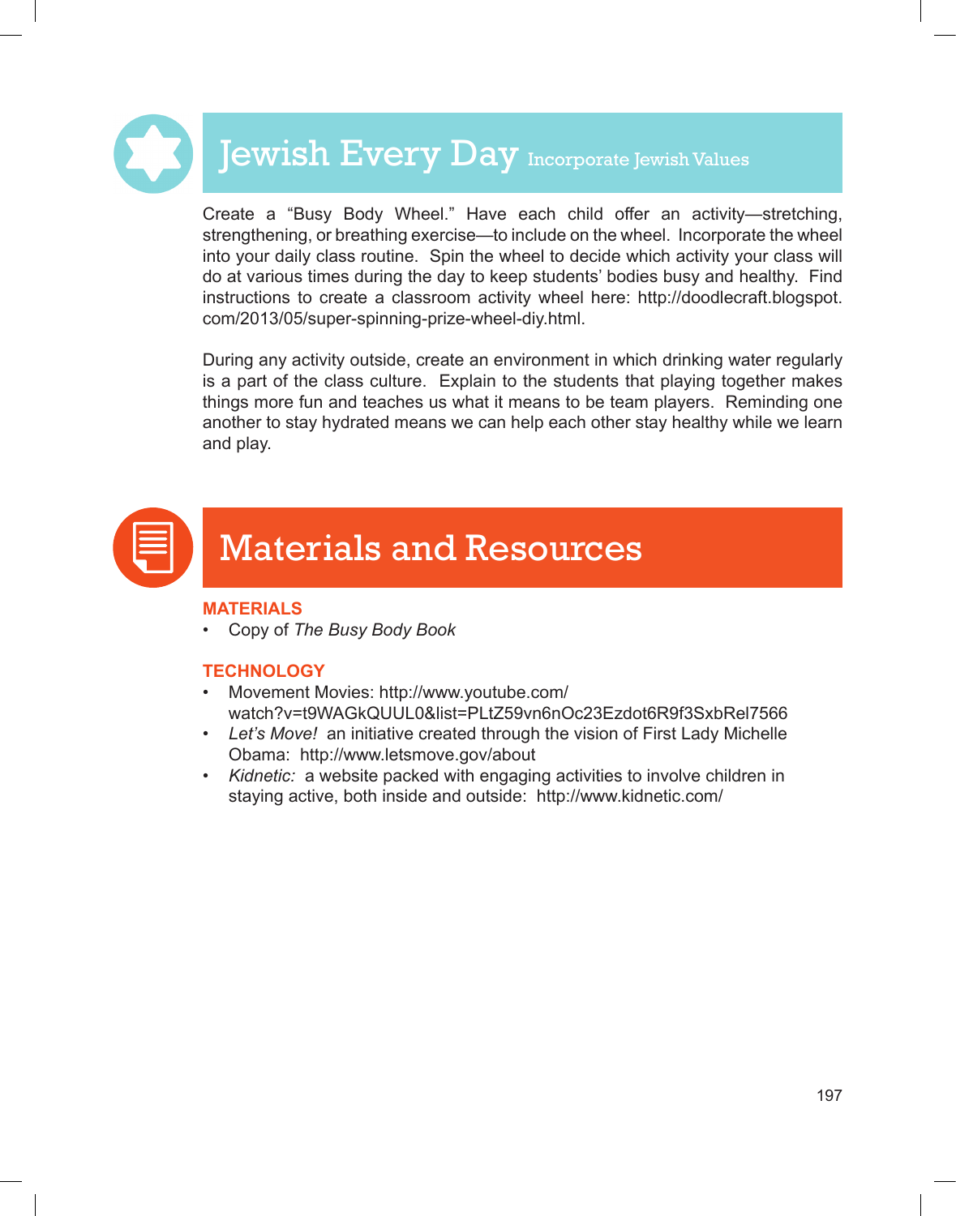## Jewish Every Day Incorporate Jewish Values

Create a "Busy Body Wheel." Have each child offer an activity—stretching, strengthening, or breathing exercise—to include on the wheel. Incorporate the wheel into your daily class routine. Spin the wheel to decide which activity your class will do at various times during the day to keep students' bodies busy and healthy. Find instructions to create a classroom activity wheel here: http://doodlecraft.blogspot.com/2013/05/super-spinning-prize-wheel-diy.html.

During any activity outside, create an environment in which drinking water regularly is a part of the class culture. Explain to the students that playing together makes things more fun and teaches us what it means to be team players. Reminding one another to stay hydrated means we can help each other stay healthy while we learn and play.

## Materials and Resources

**MATERIALS**

- Copy of *The Busy Body Book*

**TECHNOLOGY**

- Movement Movies: http://www.youtube.com/watch?v=t9WAGkQUUL0&list=PLtZ59vn6nOc23Ezdot6R9f3SxbRel7566
- *Let's Move!* an initiative created through the vision of First Lady Michelle Obama: http://www.letsmove.gov/about
- *Kidnetic:* a website packed with engaging activities to involve children in staying active, both inside and outside: http://www.kidnetic.com/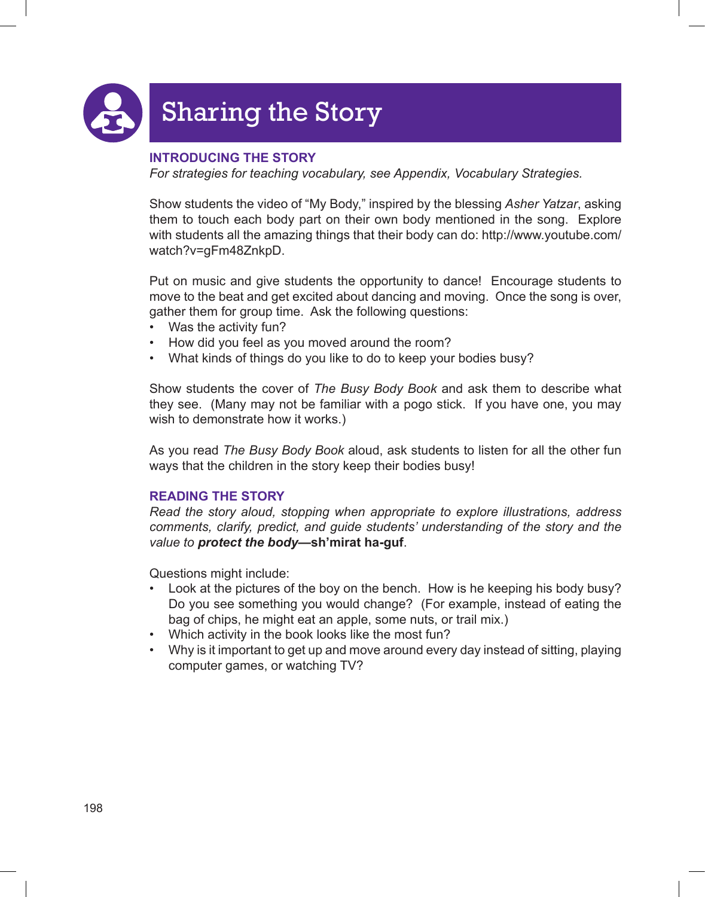# Sharing the Story

## INTRODUCING THE STORY

*For strategies for teaching vocabulary, see Appendix, Vocabulary Strategies.*

Show students the video of "My Body," inspired by the blessing *Asher Yatzar*, asking them to touch each body part on their own body mentioned in the song. Explore with students all the amazing things that their body can do: http://www.youtube.com/watch?v=gFm48ZnkpD.

Put on music and give students the opportunity to dance! Encourage students to move to the beat and get excited about dancing and moving. Once the song is over, gather them for group time. Ask the following questions:

- Was the activity fun?
- How did you feel as you moved around the room?
- What kinds of things do you like to do to keep your bodies busy?

Show students the cover of *The Busy Body Book* and ask them to describe what they see. (Many may not be familiar with a pogo stick. If you have one, you may wish to demonstrate how it works.)

As you read *The Busy Body Book* aloud, ask students to listen for all the other fun ways that the children in the story keep their bodies busy!

## READING THE STORY

*Read the story aloud, stopping when appropriate to explore illustrations, address comments, clarify, predict, and guide students' understanding of the story and the value to* ***protect the body*****—sh'mirat ha-guf**.

Questions might include:

- Look at the pictures of the boy on the bench. How is he keeping his body busy? Do you see something you would change? (For example, instead of eating the bag of chips, he might eat an apple, some nuts, or trail mix.)
- Which activity in the book looks like the most fun?
- Why is it important to get up and move around every day instead of sitting, playing computer games, or watching TV?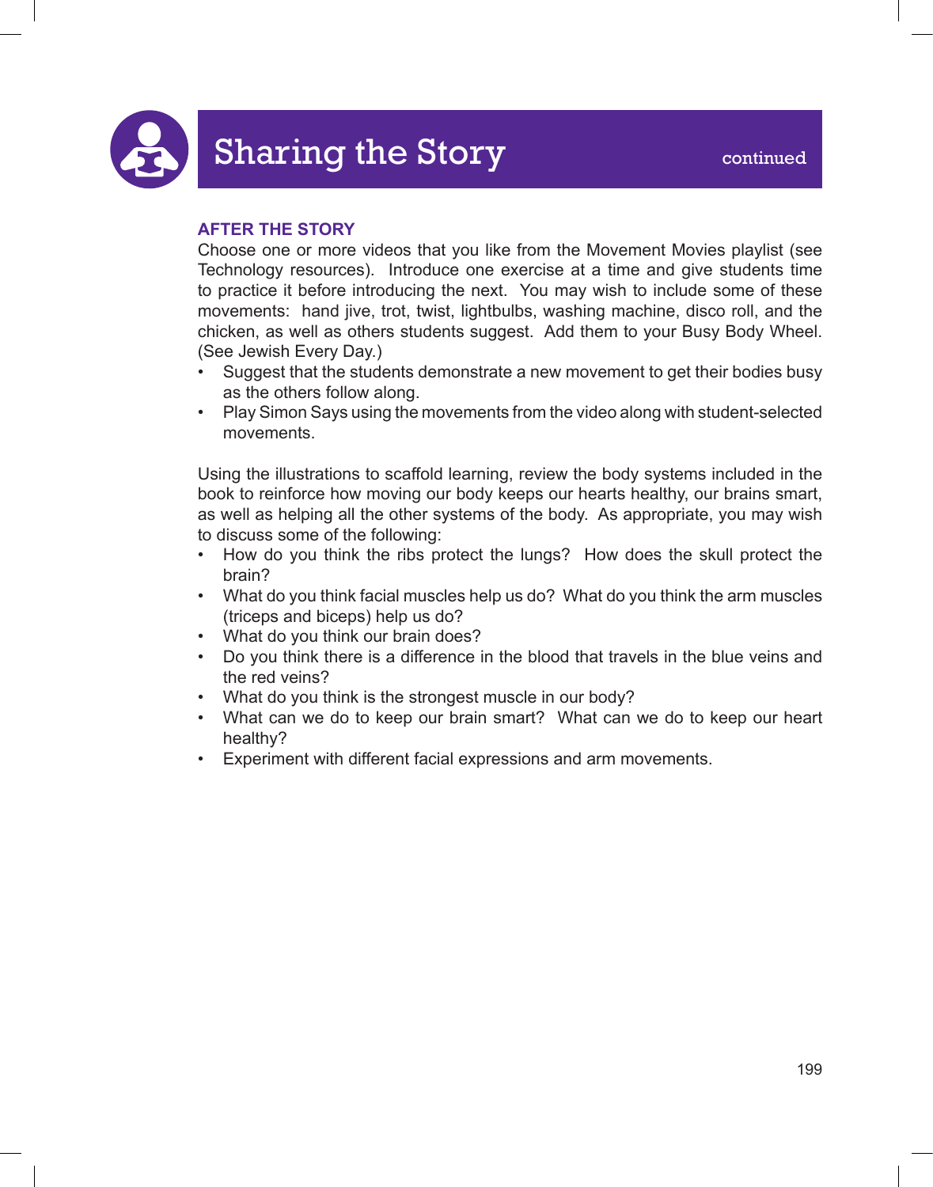# Sharing the Story continued

## AFTER THE STORY

Choose one or more videos that you like from the Movement Movies playlist (see Technology resources). Introduce one exercise at a time and give students time to practice it before introducing the next. You may wish to include some of these movements: hand jive, trot, twist, lightbulbs, washing machine, disco roll, and the chicken, as well as others students suggest. Add them to your Busy Body Wheel. (See Jewish Every Day.)

- Suggest that the students demonstrate a new movement to get their bodies busy as the others follow along.
- Play Simon Says using the movements from the video along with student-selected movements.

Using the illustrations to scaffold learning, review the body systems included in the book to reinforce how moving our body keeps our hearts healthy, our brains smart, as well as helping all the other systems of the body. As appropriate, you may wish to discuss some of the following:

- How do you think the ribs protect the lungs? How does the skull protect the brain?
- What do you think facial muscles help us do? What do you think the arm muscles (triceps and biceps) help us do?
- What do you think our brain does?
- Do you think there is a difference in the blood that travels in the blue veins and the red veins?
- What do you think is the strongest muscle in our body?
- What can we do to keep our brain smart? What can we do to keep our heart healthy?
- Experiment with different facial expressions and arm movements.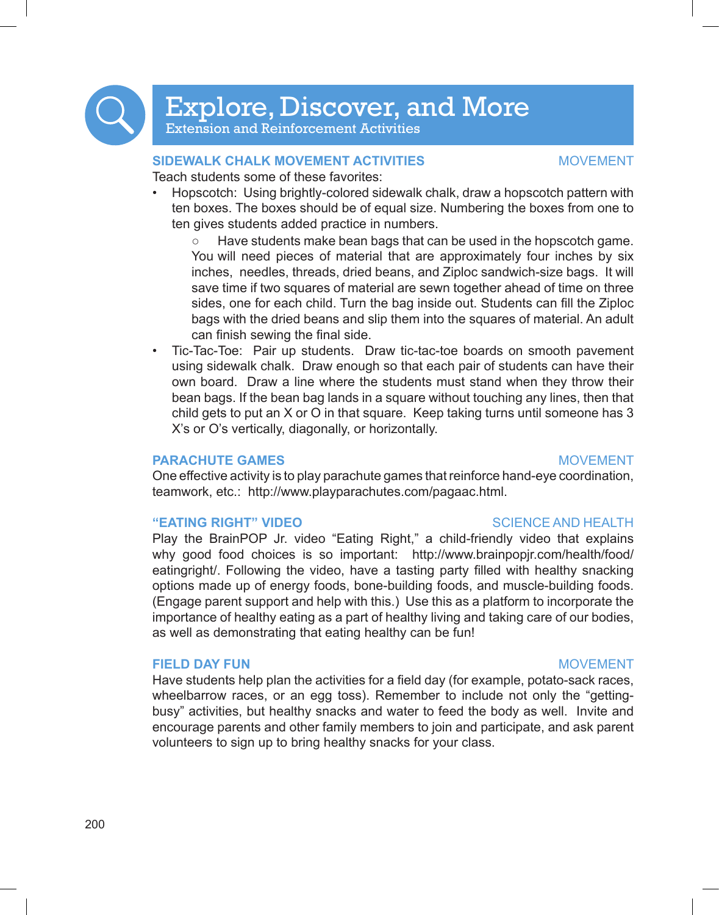# Explore, Discover, and More

Extension and Reinforcement Activities

### SIDEWALK CHALK MOVEMENT ACTIVITIES

MOVEMENT

Teach students some of these favorites:

- Hopscotch: Using brightly-colored sidewalk chalk, draw a hopscotch pattern with ten boxes. The boxes should be of equal size. Numbering the boxes from one to ten gives students added practice in numbers.
    - Have students make bean bags that can be used in the hopscotch game. You will need pieces of material that are approximately four inches by six inches, needles, threads, dried beans, and Ziploc sandwich-size bags. It will save time if two squares of material are sewn together ahead of time on three sides, one for each child. Turn the bag inside out. Students can fill the Ziploc bags with the dried beans and slip them into the squares of material. An adult can finish sewing the final side.
- Tic-Tac-Toe: Pair up students. Draw tic-tac-toe boards on smooth pavement using sidewalk chalk. Draw enough so that each pair of students can have their own board. Draw a line where the students must stand when they throw their bean bags. If the bean bag lands in a square without touching any lines, then that child gets to put an X or O in that square. Keep taking turns until someone has 3 X's or O's vertically, diagonally, or horizontally.

### PARACHUTE GAMES

MOVEMENT

One effective activity is to play parachute games that reinforce hand-eye coordination, teamwork, etc.: http://www.playparachutes.com/pagaac.html.

### "EATING RIGHT" VIDEO

SCIENCE AND HEALTH

Play the BrainPOP Jr. video "Eating Right," a child-friendly video that explains why good food choices is so important: http://www.brainpopjr.com/health/food/eatingright/. Following the video, have a tasting party filled with healthy snacking options made up of energy foods, bone-building foods, and muscle-building foods. (Engage parent support and help with this.) Use this as a platform to incorporate the importance of healthy eating as a part of healthy living and taking care of our bodies, as well as demonstrating that eating healthy can be fun!

### FIELD DAY FUN

MOVEMENT

Have students help plan the activities for a field day (for example, potato-sack races, wheelbarrow races, or an egg toss). Remember to include not only the "getting-busy" activities, but healthy snacks and water to feed the body as well. Invite and encourage parents and other family members to join and participate, and ask parent volunteers to sign up to bring healthy snacks for your class.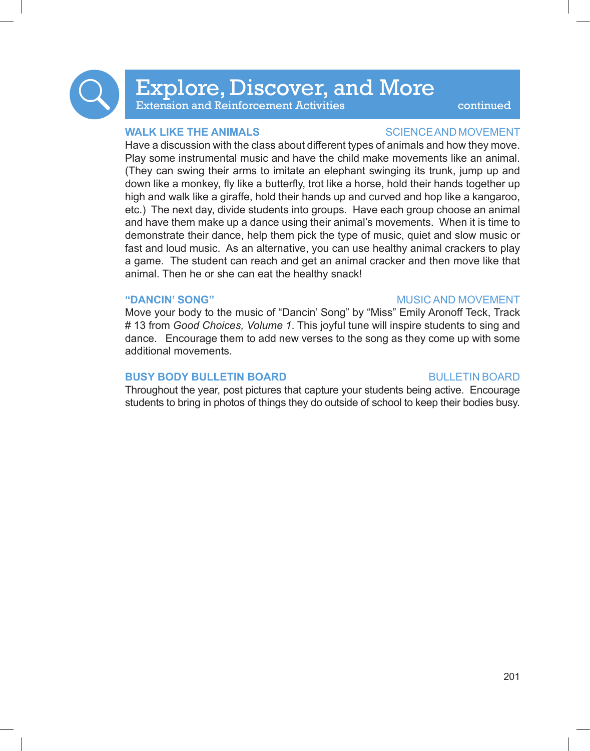# Explore, Discover, and More

Extension and Reinforcement Activities — continued

## WALK LIKE THE ANIMALS

SCIENCE AND MOVEMENT

Have a discussion with the class about different types of animals and how they move. Play some instrumental music and have the child make movements like an animal. (They can swing their arms to imitate an elephant swinging its trunk, jump up and down like a monkey, fly like a butterfly, trot like a horse, hold their hands together up high and walk like a giraffe, hold their hands up and curved and hop like a kangaroo, etc.) The next day, divide students into groups. Have each group choose an animal and have them make up a dance using their animal's movements. When it is time to demonstrate their dance, help them pick the type of music, quiet and slow music or fast and loud music. As an alternative, you can use healthy animal crackers to play a game. The student can reach and get an animal cracker and then move like that animal. Then he or she can eat the healthy snack!

## "DANCIN' SONG"

MUSIC AND MOVEMENT

Move your body to the music of "Dancin' Song" by "Miss" Emily Aronoff Teck, Track # 13 from *Good Choices, Volume 1*. This joyful tune will inspire students to sing and dance. Encourage them to add new verses to the song as they come up with some additional movements.

## BUSY BODY BULLETIN BOARD

BULLETIN BOARD

Throughout the year, post pictures that capture your students being active. Encourage students to bring in photos of things they do outside of school to keep their bodies busy.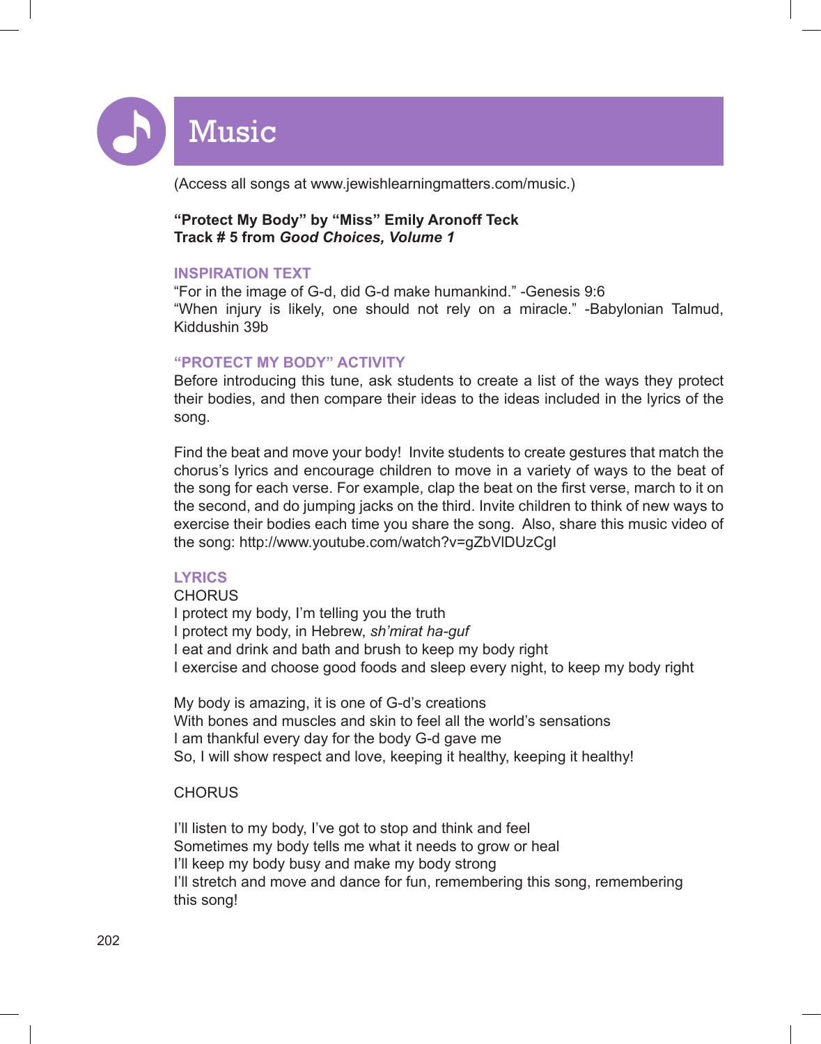# Music

(Access all songs at www.jewishlearningmatters.com/music.)

**"Protect My Body" by "Miss" Emily Aronoff Teck**
**Track # 5 from *Good Choices, Volume 1***

### INSPIRATION TEXT

"For in the image of G-d, did G-d make humankind." -Genesis 9:6
"When injury is likely, one should not rely on a miracle." -Babylonian Talmud, Kiddushin 39b

### "PROTECT MY BODY" ACTIVITY

Before introducing this tune, ask students to create a list of the ways they protect their bodies, and then compare their ideas to the ideas included in the lyrics of the song.

Find the beat and move your body! Invite students to create gestures that match the chorus's lyrics and encourage children to move in a variety of ways to the beat of the song for each verse. For example, clap the beat on the first verse, march to it on the second, and do jumping jacks on the third. Invite children to think of new ways to exercise their bodies each time you share the song. Also, share this music video of the song: http://www.youtube.com/watch?v=gZbVlDUzCgI

### LYRICS

CHORUS
I protect my body, I'm telling you the truth
I protect my body, in Hebrew, *sh'mirat ha-guf*
I eat and drink and bath and brush to keep my body right
I exercise and choose good foods and sleep every night, to keep my body right

My body is amazing, it is one of G-d's creations
With bones and muscles and skin to feel all the world's sensations
I am thankful every day for the body G-d gave me
So, I will show respect and love, keeping it healthy, keeping it healthy!

CHORUS

I'll listen to my body, I've got to stop and think and feel
Sometimes my body tells me what it needs to grow or heal
I'll keep my body busy and make my body strong
I'll stretch and move and dance for fun, remembering this song, remembering this song!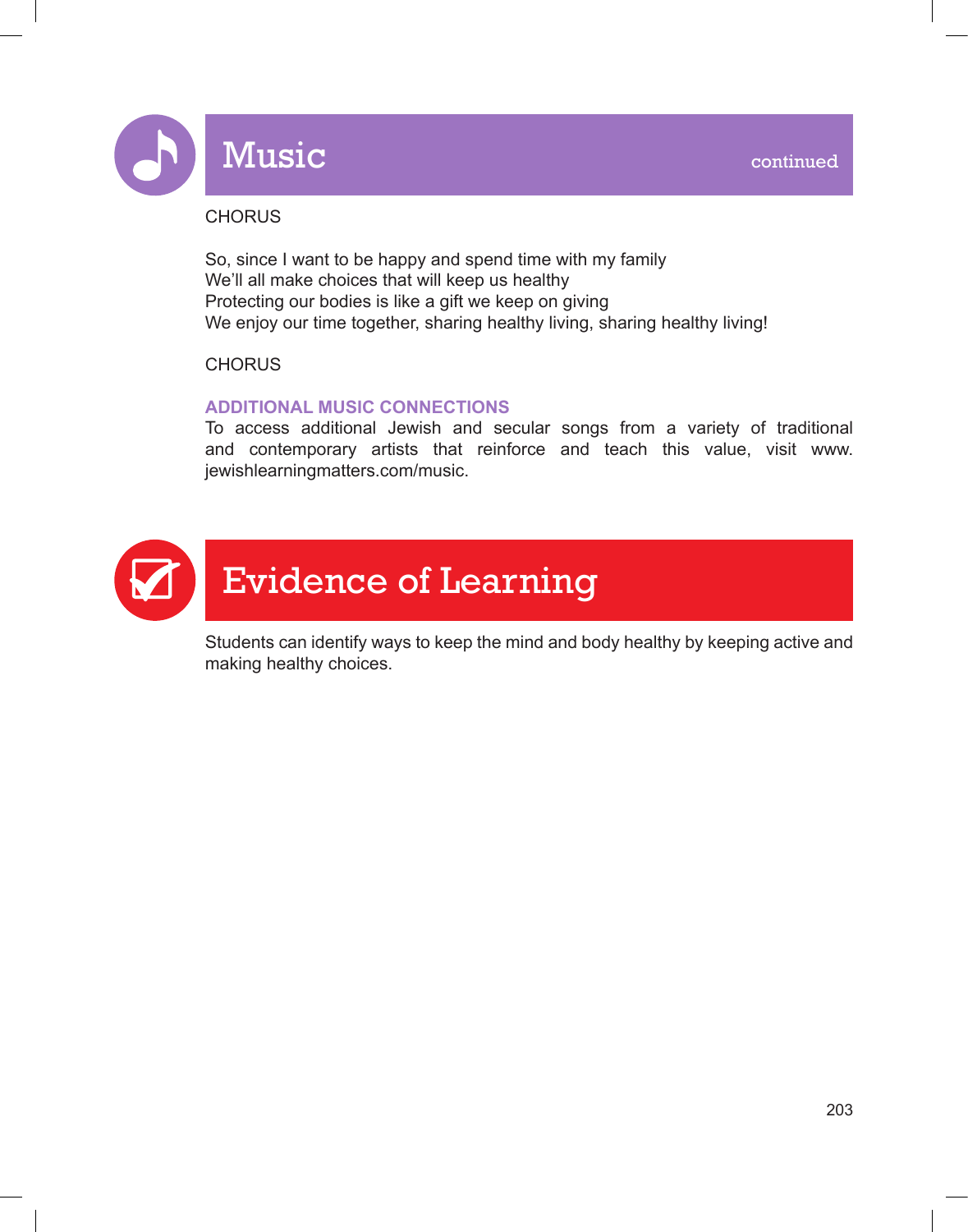## Music *continued*

CHORUS

So, since I want to be happy and spend time with my family
We'll all make choices that will keep us healthy
Protecting our bodies is like a gift we keep on giving
We enjoy our time together, sharing healthy living, sharing healthy living!

CHORUS

**ADDITIONAL MUSIC CONNECTIONS**

To access additional Jewish and secular songs from a variety of traditional and contemporary artists that reinforce and teach this value, visit www.jewishlearningmatters.com/music.

## Evidence of Learning

Students can identify ways to keep the mind and body healthy by keeping active and making healthy choices.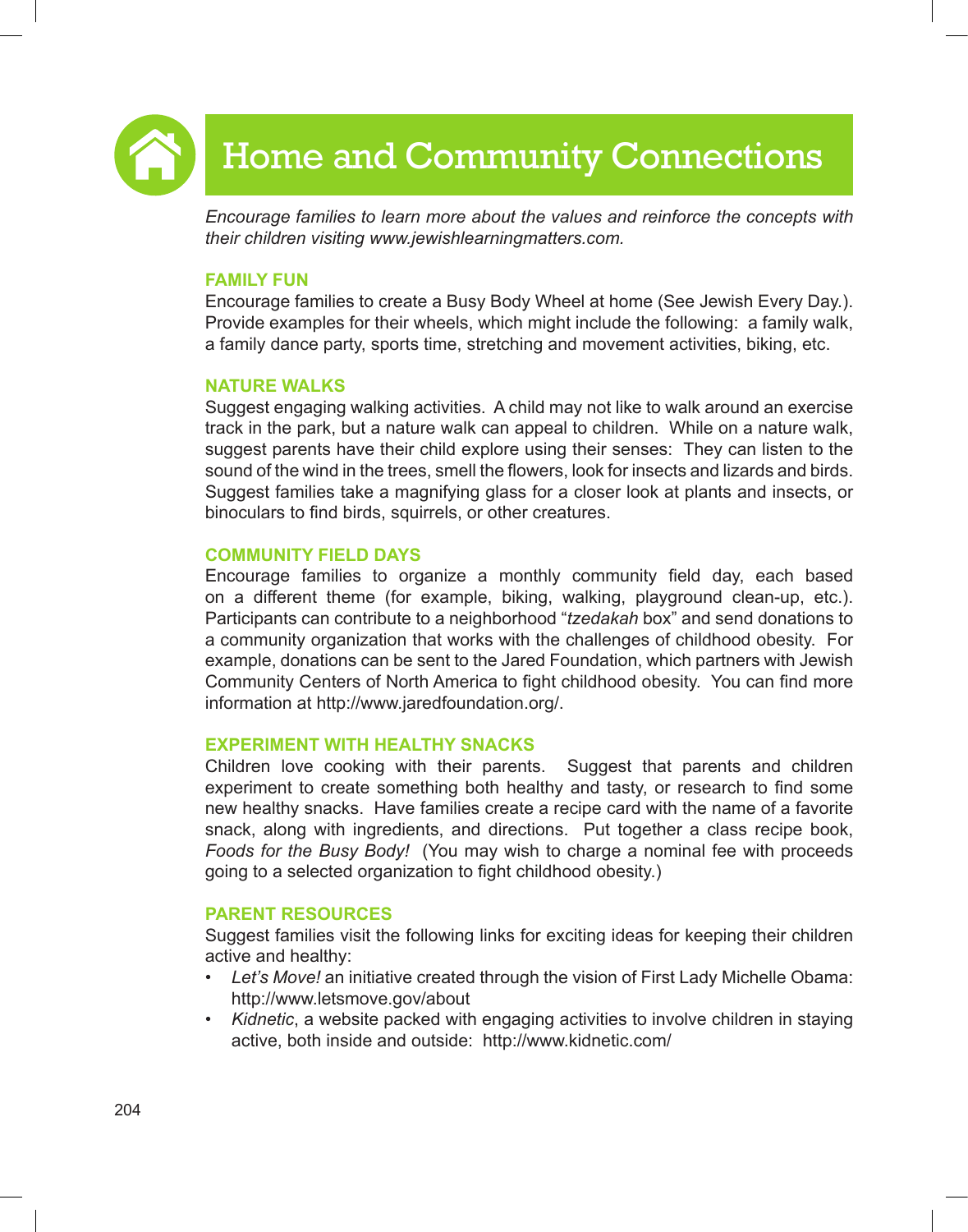# Home and Community Connections

*Encourage families to learn more about the values and reinforce the concepts with their children visiting www.jewishlearningmatters.com.*

## FAMILY FUN

Encourage families to create a Busy Body Wheel at home (See Jewish Every Day.). Provide examples for their wheels, which might include the following: a family walk, a family dance party, sports time, stretching and movement activities, biking, etc.

## NATURE WALKS

Suggest engaging walking activities. A child may not like to walk around an exercise track in the park, but a nature walk can appeal to children. While on a nature walk, suggest parents have their child explore using their senses: They can listen to the sound of the wind in the trees, smell the flowers, look for insects and lizards and birds. Suggest families take a magnifying glass for a closer look at plants and insects, or binoculars to find birds, squirrels, or other creatures.

## COMMUNITY FIELD DAYS

Encourage families to organize a monthly community field day, each based on a different theme (for example, biking, walking, playground clean-up, etc.). Participants can contribute to a neighborhood "*tzedakah* box" and send donations to a community organization that works with the challenges of childhood obesity. For example, donations can be sent to the Jared Foundation, which partners with Jewish Community Centers of North America to fight childhood obesity. You can find more information at http://www.jaredfoundation.org/.

## EXPERIMENT WITH HEALTHY SNACKS

Children love cooking with their parents. Suggest that parents and children experiment to create something both healthy and tasty, or research to find some new healthy snacks. Have families create a recipe card with the name of a favorite snack, along with ingredients, and directions. Put together a class recipe book, *Foods for the Busy Body!* (You may wish to charge a nominal fee with proceeds going to a selected organization to fight childhood obesity.)

## PARENT RESOURCES

Suggest families visit the following links for exciting ideas for keeping their children active and healthy:

- *Let's Move!* an initiative created through the vision of First Lady Michelle Obama: http://www.letsmove.gov/about
- *Kidnetic*, a website packed with engaging activities to involve children in staying active, both inside and outside: http://www.kidnetic.com/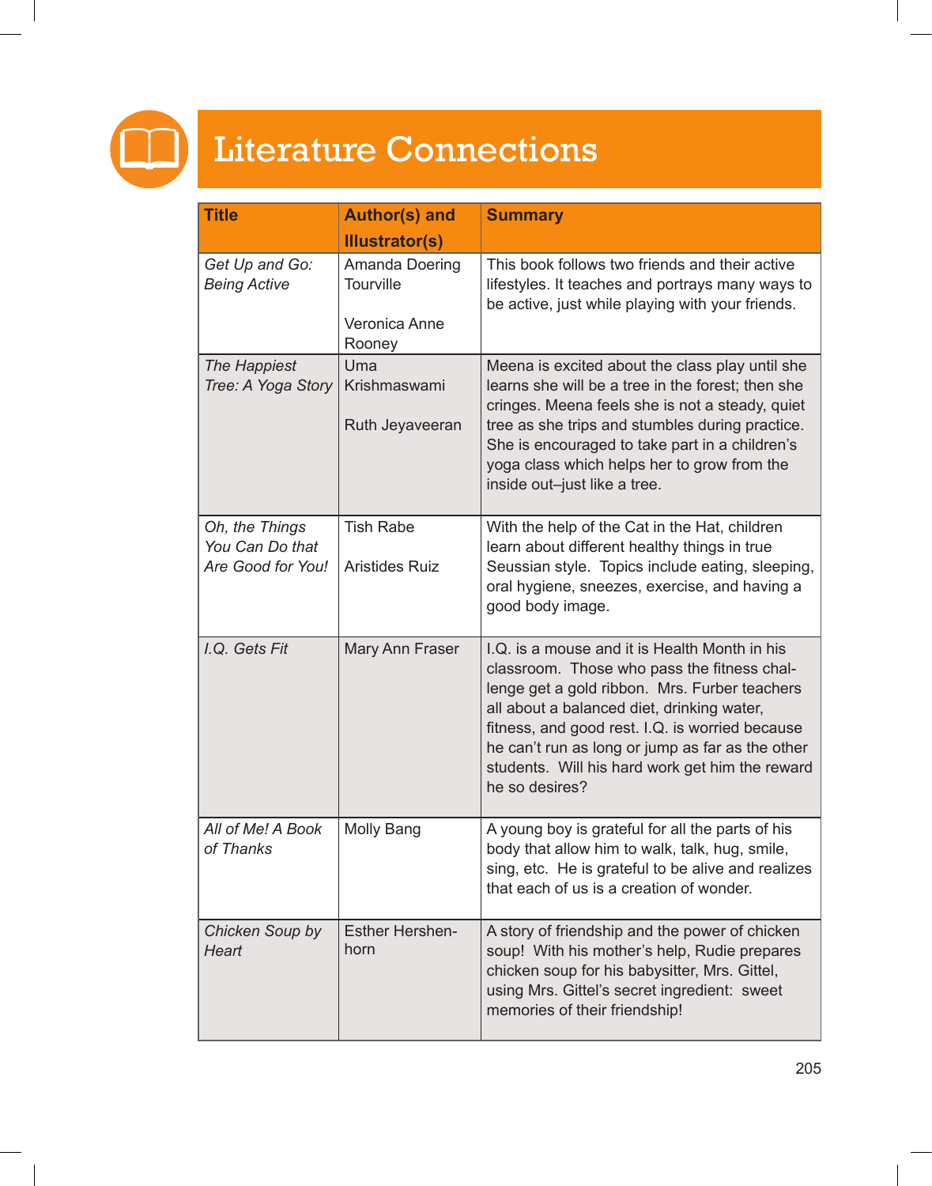# Literature Connections

| Title | Author(s) and Illustrator(s) | Summary |
|---|---|---|
| *Get Up and Go: Being Active* | Amanda Doering Tourville<br><br>Veronica Anne Rooney | This book follows two friends and their active lifestyles. It teaches and portrays many ways to be active, just while playing with your friends. |
| *The Happiest Tree: A Yoga Story* | Uma Krishmaswami<br><br>Ruth Jeyaveeran | Meena is excited about the class play until she learns she will be a tree in the forest; then she cringes. Meena feels she is not a steady, quiet tree as she trips and stumbles during practice. She is encouraged to take part in a children's yoga class which helps her to grow from the inside out–just like a tree. |
| *Oh, the Things You Can Do that Are Good for You!* | Tish Rabe<br><br>Aristides Ruiz | With the help of the Cat in the Hat, children learn about different healthy things in true Seussian style. Topics include eating, sleeping, oral hygiene, sneezes, exercise, and having a good body image. |
| *I.Q. Gets Fit* | Mary Ann Fraser | I.Q. is a mouse and it is Health Month in his classroom. Those who pass the fitness challenge get a gold ribbon. Mrs. Furber teachers all about a balanced diet, drinking water, fitness, and good rest. I.Q. is worried because he can't run as long or jump as far as the other students. Will his hard work get him the reward he so desires? |
| *All of Me! A Book of Thanks* | Molly Bang | A young boy is grateful for all the parts of his body that allow him to walk, talk, hug, smile, sing, etc. He is grateful to be alive and realizes that each of us is a creation of wonder. |
| *Chicken Soup by Heart* | Esther Hershenhorn | A story of friendship and the power of chicken soup! With his mother's help, Rudie prepares chicken soup for his babysitter, Mrs. Gittel, using Mrs. Gittel's secret ingredient: sweet memories of their friendship! |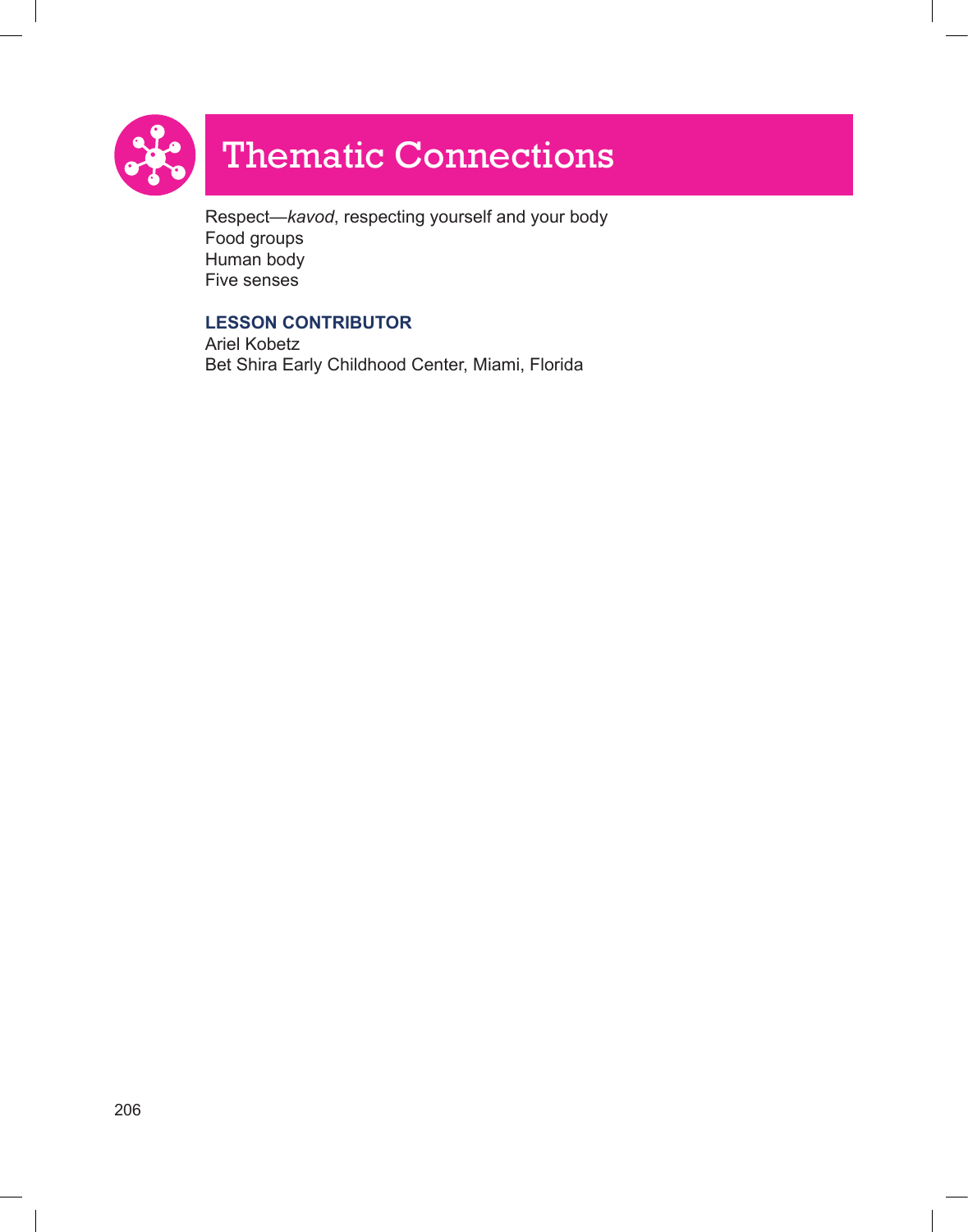# Thematic Connections

Respect—*kavod*, respecting yourself and your body
Food groups
Human body
Five senses

**LESSON CONTRIBUTOR**
Ariel Kobetz
Bet Shira Early Childhood Center, Miami, Florida